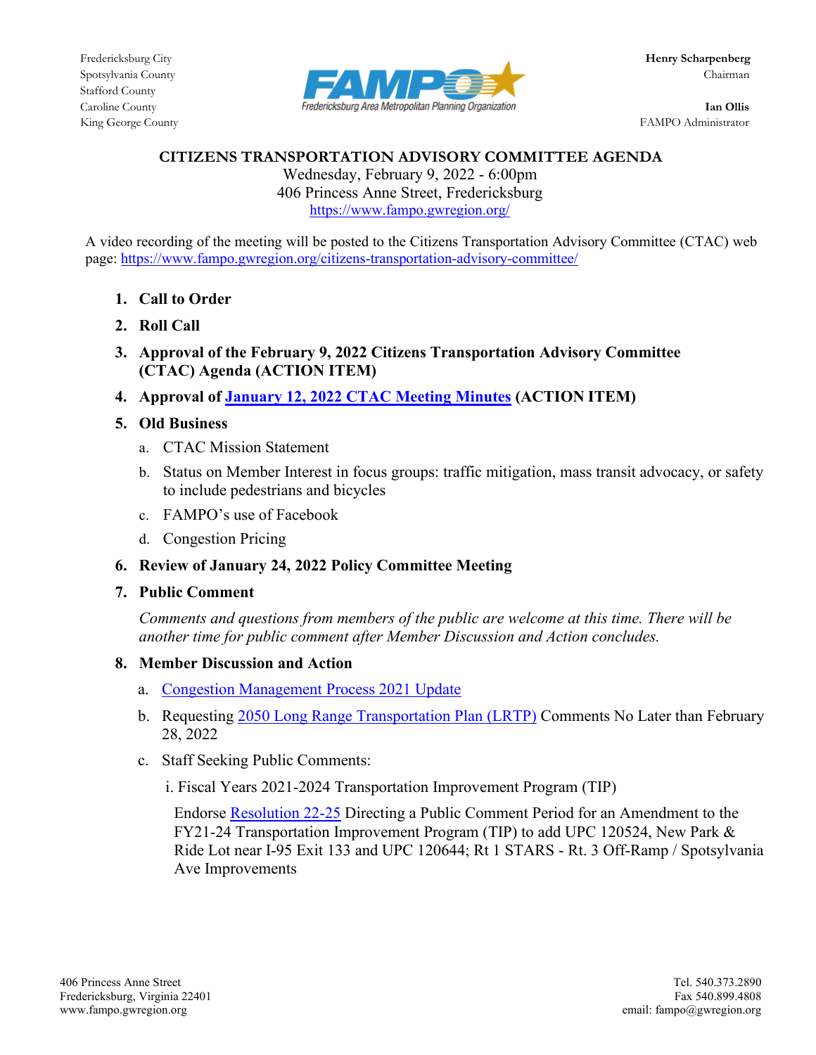Fredericksburg City
Spotsylvania County
Stafford County
Caroline County
King George County

**FAMPO** — Fredericksburg Area Metropolitan Planning Organization

**Henry Scharpenberg**
Chairman

**Ian Ollis**
FAMPO Administrator

# CITIZENS TRANSPORTATION ADVISORY COMMITTEE AGENDA

Wednesday, February 9, 2022 - 6:00pm
406 Princess Anne Street, Fredericksburg
https://www.fampo.gwregion.org/

A video recording of the meeting will be posted to the Citizens Transportation Advisory Committee (CTAC) web page: https://www.fampo.gwregion.org/citizens-transportation-advisory-committee/

1. **Call to Order**
2. **Roll Call**
3. **Approval of the February 9, 2022 Citizens Transportation Advisory Committee (CTAC) Agenda (ACTION ITEM)**
4. **Approval of January 12, 2022 CTAC Meeting Minutes (ACTION ITEM)**
5. **Old Business**
   a. CTAC Mission Statement
   b. Status on Member Interest in focus groups: traffic mitigation, mass transit advocacy, or safety to include pedestrians and bicycles
   c. FAMPO's use of Facebook
   d. Congestion Pricing
6. **Review of January 24, 2022 Policy Committee Meeting**
7. **Public Comment**

   *Comments and questions from members of the public are welcome at this time. There will be another time for public comment after Member Discussion and Action concludes.*
8. **Member Discussion and Action**
   a. Congestion Management Process 2021 Update
   b. Requesting 2050 Long Range Transportation Plan (LRTP) Comments No Later than February 28, 2022
   c. Staff Seeking Public Comments:

      i. Fiscal Years 2021-2024 Transportation Improvement Program (TIP)

      Endorse Resolution 22-25 Directing a Public Comment Period for an Amendment to the FY21-24 Transportation Improvement Program (TIP) to add UPC 120524, New Park & Ride Lot near I-95 Exit 133 and UPC 120644; Rt 1 STARS - Rt. 3 Off-Ramp / Spotsylvania Ave Improvements

406 Princess Anne Street
Fredericksburg, Virginia 22401
www.fampo.gwregion.org

Tel. 540.373.2890
Fax 540.899.4808
email: fampo@gwregion.org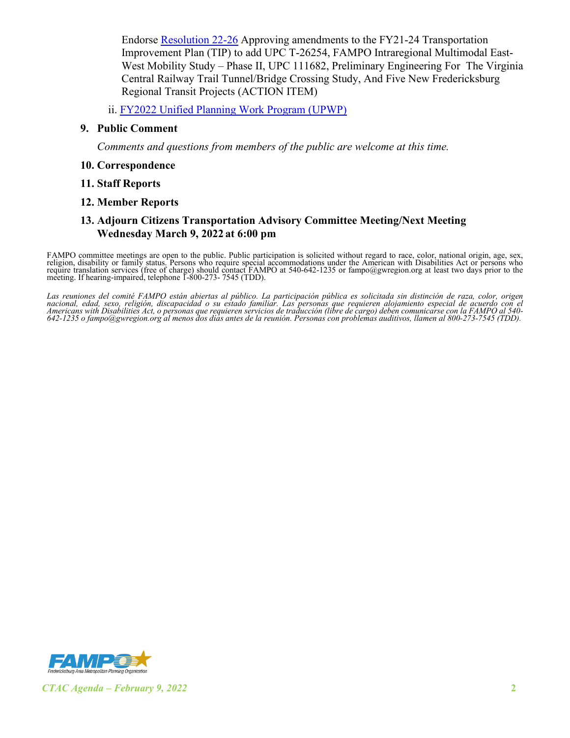Endorse Resolution 22-26 Approving amendments to the FY21-24 Transportation Improvement Plan (TIP) to add UPC T-26254, FAMPO Intraregional Multimodal East-West Mobility Study – Phase II, UPC 111682, Preliminary Engineering For The Virginia Central Railway Trail Tunnel/Bridge Crossing Study, And Five New Fredericksburg Regional Transit Projects (ACTION ITEM)

ii. FY2022 Unified Planning Work Program (UPWP)

**9. Public Comment**

*Comments and questions from members of the public are welcome at this time.*

**10. Correspondence**

**11. Staff Reports**

**12. Member Reports**

**13. Adjourn Citizens Transportation Advisory Committee Meeting/Next Meeting Wednesday March 9, 2022 at 6:00 pm**

FAMPO committee meetings are open to the public. Public participation is solicited without regard to race, color, national origin, age, sex, religion, disability or family status. Persons who require special accommodations under the American with Disabilities Act or persons who require translation services (free of charge) should contact FAMPO at 540-642-1235 or fampo@gwregion.org at least two days prior to the meeting. If hearing-impaired, telephone 1-800-273- 7545 (TDD).

*Las reuniones del comité FAMPO están abiertas al público. La participación pública es solicitada sin distinción de raza, color, origen nacional, edad, sexo, religión, discapacidad o su estado familiar. Las personas que requieren alojamiento especial de acuerdo con el Americans with Disabilities Act, o personas que requieren servicios de traducción (libre de cargo) deben comunicarse con la FAMPO al 540-642-1235 o fampo@gwregion.org al menos dos días antes de la reunión. Personas con problemas auditivos, llamen al 800-273-7545 (TDD).*